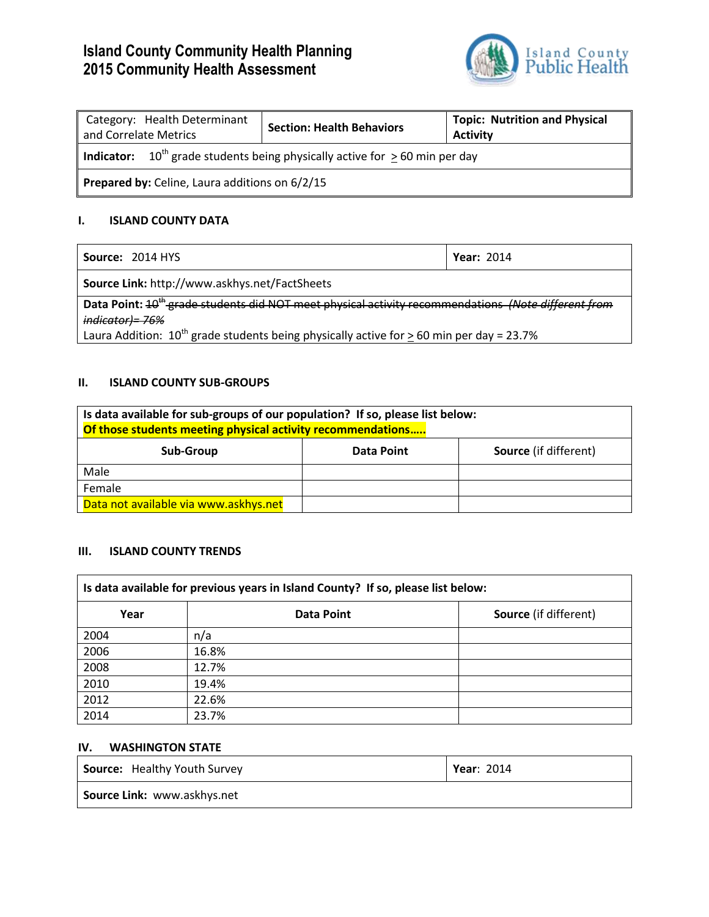# Island County Community Health Planning
# 2015 Community Health Assessment

| Category: Health Determinant and Correlate Metrics | **Section: Health Behaviors** | **Topic: Nutrition and Physical Activity** |
|---|---|---|
| **Indicator:** 10th grade students being physically active for ≥ 60 min per day | | |
| **Prepared by:** Celine, Laura additions on 6/2/15 | | |

## I. ISLAND COUNTY DATA

| **Source:** 2014 HYS | **Year:** 2014 |
|---|---|
| **Source Link:** http://www.askhys.net/FactSheets | |
| **Data Point:** ~~10th grade students did NOT meet physical activity recommendations (*Note different from indicator*)= 76%~~<br>Laura Addition: 10th grade students being physically active for ≥ 60 min per day = 23.7% | |

## II. ISLAND COUNTY SUB-GROUPS

**Is data available for sub-groups of our population? If so, please list below:**
**Of those students meeting physical activity recommendations…..**

| Sub-Group | Data Point | Source (if different) |
|---|---|---|
| Male | | |
| Female | | |
| Data not available via www.askhys.net | | |

## III. ISLAND COUNTY TRENDS

**Is data available for previous years in Island County? If so, please list below:**

| Year | Data Point | Source (if different) |
|---|---|---|
| 2004 | n/a | |
| 2006 | 16.8% | |
| 2008 | 12.7% | |
| 2010 | 19.4% | |
| 2012 | 22.6% | |
| 2014 | 23.7% | |

## IV. WASHINGTON STATE

| **Source:** Healthy Youth Survey | **Year:** 2014 |
|---|---|
| **Source Link:** www.askhys.net | |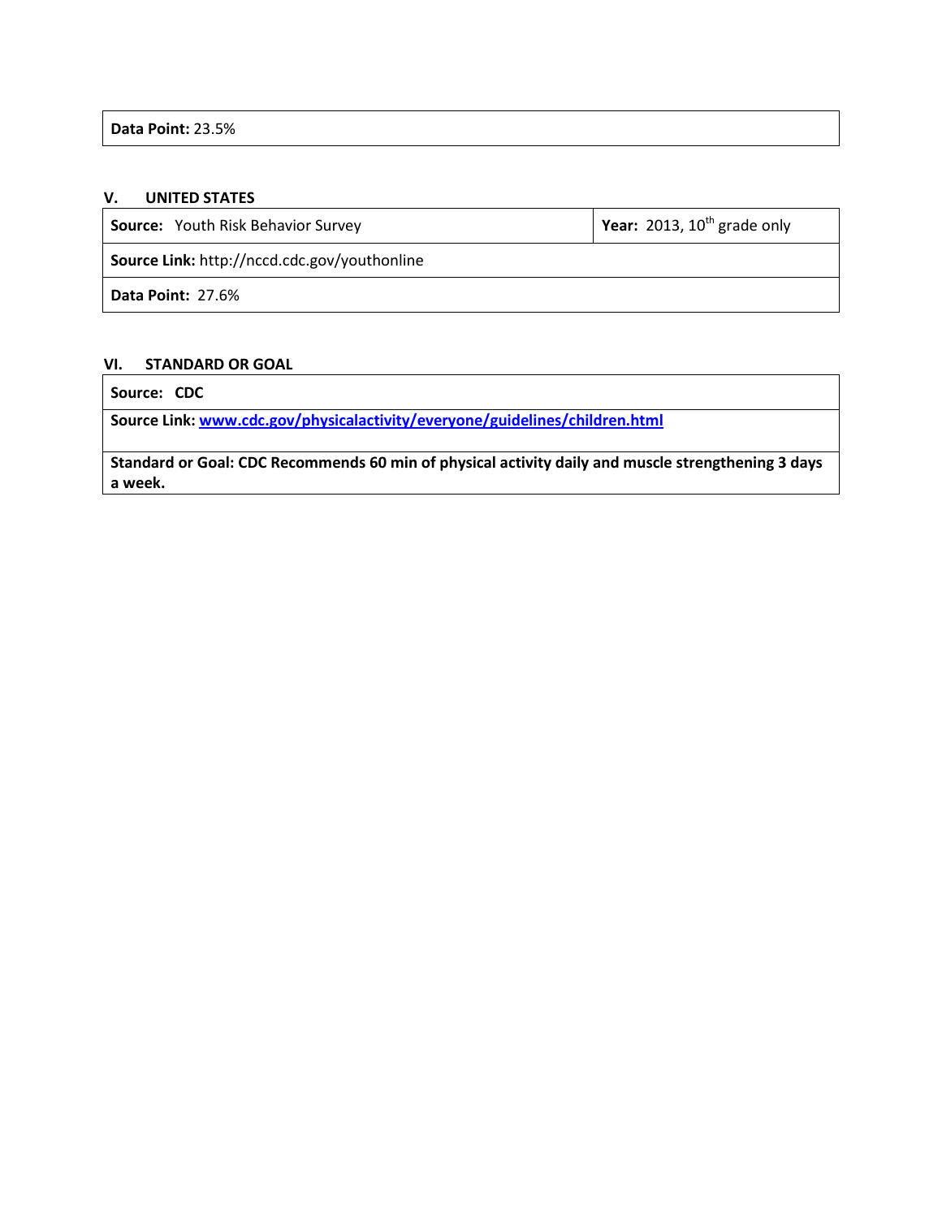| |
|---|
| **Data Point:** 23.5% |

### V. UNITED STATES

| | |
|---|---|
| **Source:** Youth Risk Behavior Survey | **Year:** 2013, 10th grade only |
| **Source Link:** http://nccd.cdc.gov/youthonline | |
| **Data Point:** 27.6% | |

### VI. STANDARD OR GOAL

| |
|---|
| **Source: CDC** |
| **Source Link: www.cdc.gov/physicalactivity/everyone/guidelines/children.html** |
| **Standard or Goal: CDC Recommends 60 min of physical activity daily and muscle strengthening 3 days a week.** |